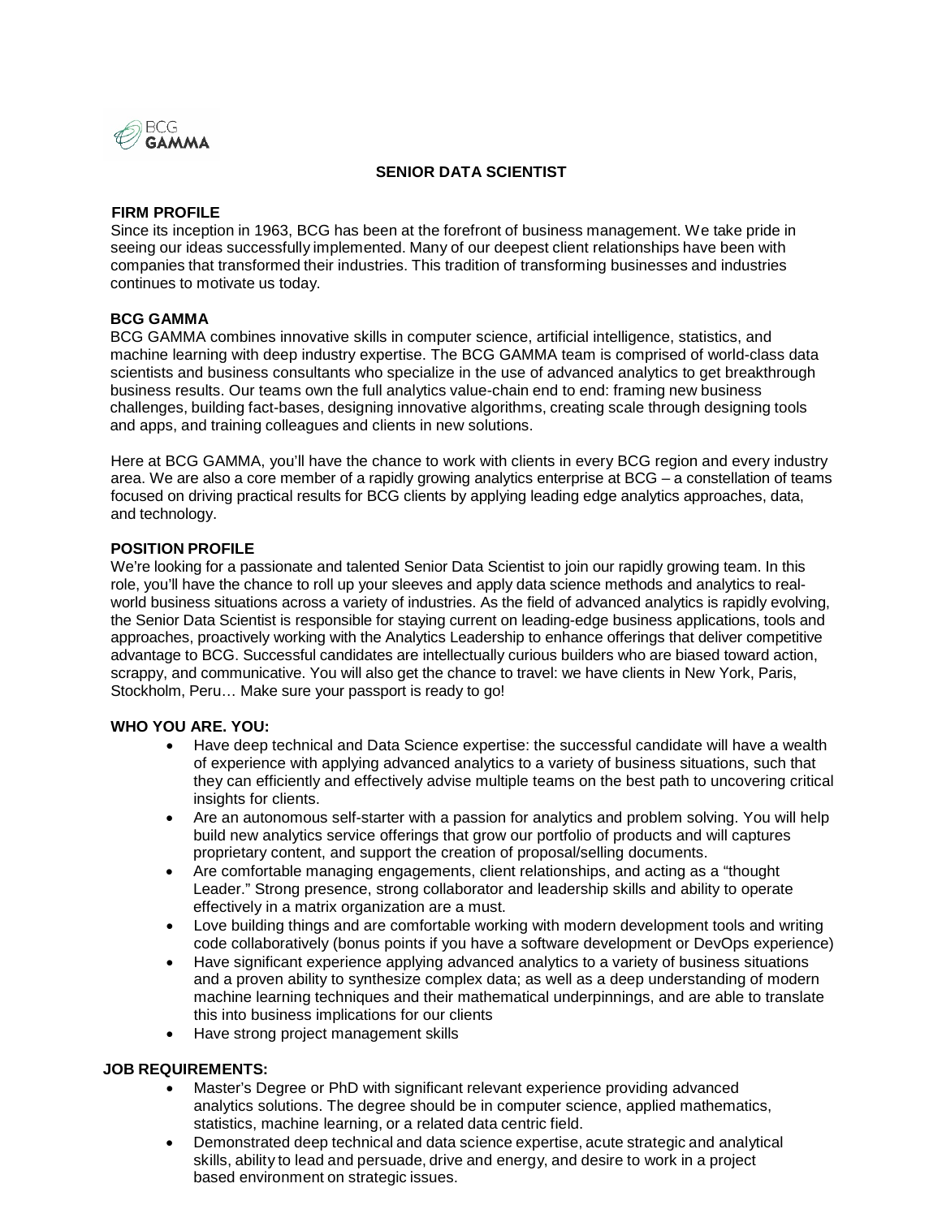# SENIOR DATA SCIENTIST

## FIRM PROFILE

Since its inception in 1963, BCG has been at the forefront of business management. We take pride in seeing our ideas successfully implemented. Many of our deepest client relationships have been with companies that transformed their industries. This tradition of transforming businesses and industries continues to motivate us today.

## BCG GAMMA

BCG GAMMA combines innovative skills in computer science, artificial intelligence, statistics, and machine learning with deep industry expertise. The BCG GAMMA team is comprised of world-class data scientists and business consultants who specialize in the use of advanced analytics to get breakthrough business results. Our teams own the full analytics value-chain end to end: framing new business challenges, building fact-bases, designing innovative algorithms, creating scale through designing tools and apps, and training colleagues and clients in new solutions.

Here at BCG GAMMA, you'll have the chance to work with clients in every BCG region and every industry area. We are also a core member of a rapidly growing analytics enterprise at BCG – a constellation of teams focused on driving practical results for BCG clients by applying leading edge analytics approaches, data, and technology.

## POSITION PROFILE

We're looking for a passionate and talented Senior Data Scientist to join our rapidly growing team. In this role, you'll have the chance to roll up your sleeves and apply data science methods and analytics to real-world business situations across a variety of industries. As the field of advanced analytics is rapidly evolving, the Senior Data Scientist is responsible for staying current on leading-edge business applications, tools and approaches, proactively working with the Analytics Leadership to enhance offerings that deliver competitive advantage to BCG. Successful candidates are intellectually curious builders who are biased toward action, scrappy, and communicative. You will also get the chance to travel: we have clients in New York, Paris, Stockholm, Peru… Make sure your passport is ready to go!

## WHO YOU ARE. YOU:

- Have deep technical and Data Science expertise: the successful candidate will have a wealth of experience with applying advanced analytics to a variety of business situations, such that they can efficiently and effectively advise multiple teams on the best path to uncovering critical insights for clients.
- Are an autonomous self-starter with a passion for analytics and problem solving. You will help build new analytics service offerings that grow our portfolio of products and will captures proprietary content, and support the creation of proposal/selling documents.
- Are comfortable managing engagements, client relationships, and acting as a "thought Leader." Strong presence, strong collaborator and leadership skills and ability to operate effectively in a matrix organization are a must.
- Love building things and are comfortable working with modern development tools and writing code collaboratively (bonus points if you have a software development or DevOps experience)
- Have significant experience applying advanced analytics to a variety of business situations and a proven ability to synthesize complex data; as well as a deep understanding of modern machine learning techniques and their mathematical underpinnings, and are able to translate this into business implications for our clients
- Have strong project management skills

## JOB REQUIREMENTS:

- Master's Degree or PhD with significant relevant experience providing advanced analytics solutions. The degree should be in computer science, applied mathematics, statistics, machine learning, or a related data centric field.
- Demonstrated deep technical and data science expertise, acute strategic and analytical skills, ability to lead and persuade, drive and energy, and desire to work in a project based environment on strategic issues.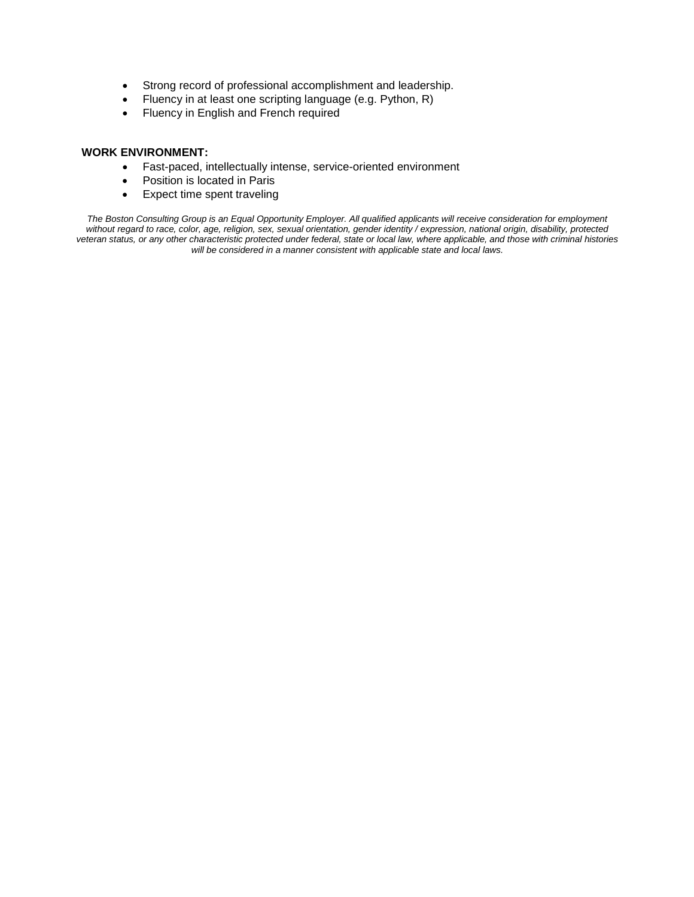- Strong record of professional accomplishment and leadership.
- Fluency in at least one scripting language (e.g. Python, R)
- Fluency in English and French required

**WORK ENVIRONMENT:**

- Fast-paced, intellectually intense, service-oriented environment
- Position is located in Paris
- Expect time spent traveling

*The Boston Consulting Group is an Equal Opportunity Employer. All qualified applicants will receive consideration for employment without regard to race, color, age, religion, sex, sexual orientation, gender identity / expression, national origin, disability, protected veteran status, or any other characteristic protected under federal, state or local law, where applicable, and those with criminal histories will be considered in a manner consistent with applicable state and local laws.*